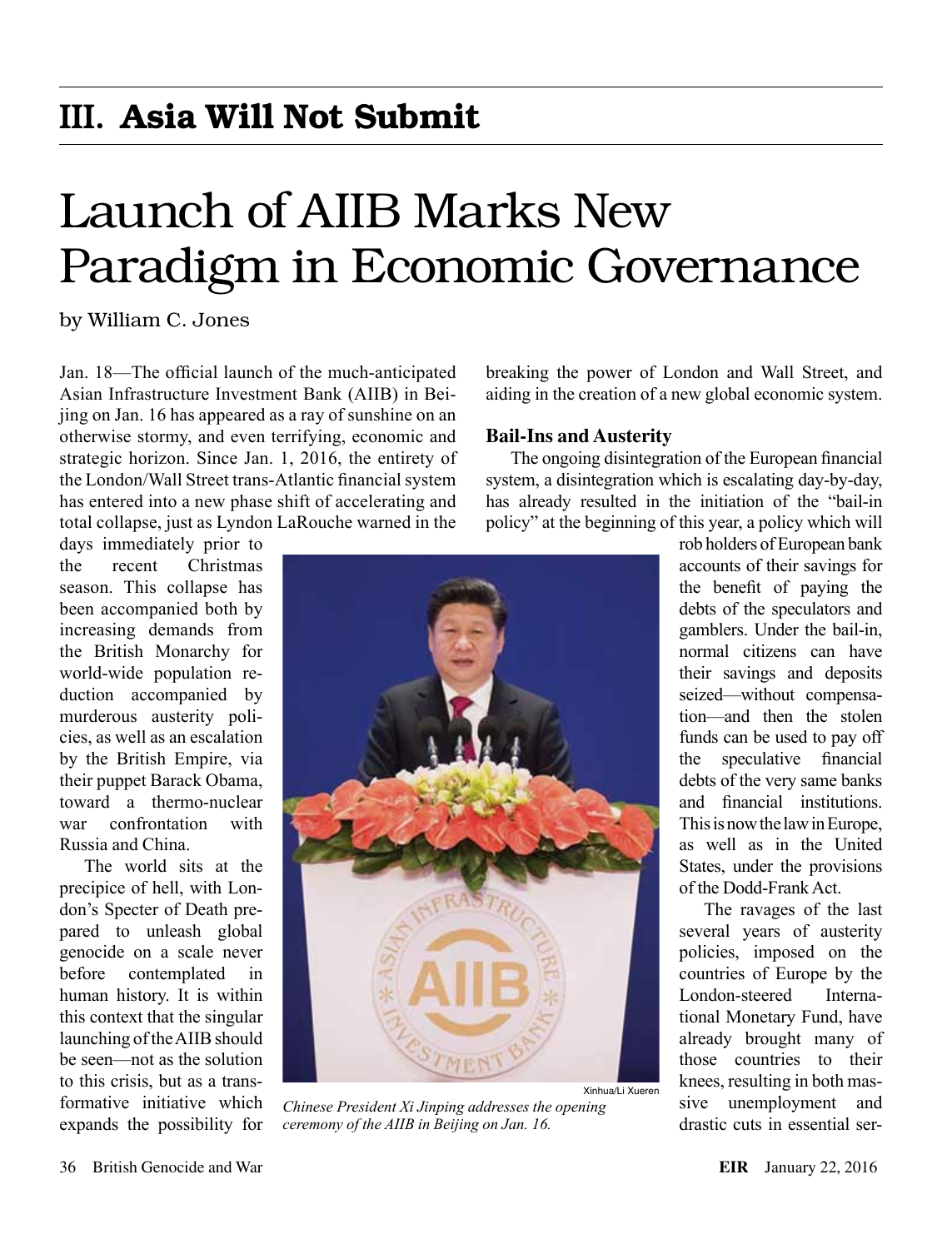## III. Asia Will Not Submit

# Launch of AIIB Marks New Paradigm in Economic Governance

by William C. Jones

Jan. 18—The official launch of the much-anticipated Asian Infrastructure Investment Bank (AIIB) in Beijing on Jan. 16 has appeared as a ray of sunshine on an otherwise stormy, and even terrifying, economic and strategic horizon. Since Jan. 1, 2016, the entirety of the London/Wall Street trans-Atlantic financial system has entered into a new phase shift of accelerating and total collapse, just as Lyndon LaRouche warned in the days immediately prior to the recent Christmas season. This collapse has been accompanied both by increasing demands from the British Monarchy for world-wide population reduction accompanied by murderous austerity policies, as well as an escalation by the British Empire, via their puppet Barack Obama, toward a thermo-nuclear war confrontation with Russia and China.

The world sits at the precipice of hell, with London's Specter of Death prepared to unleash global genocide on a scale never before contemplated in human history. It is within this context that the singular launching of the AIIB should be seen—not as the solution to this crisis, but as a transformative initiative which expands the possibility for breaking the power of London and Wall Street, and aiding in the creation of a new global economic system.

Xinhua/Li Xueren

*Chinese President Xi Jinping addresses the opening ceremony of the AIIB in Beijing on Jan. 16.*

### Bail-Ins and Austerity

The ongoing disintegration of the European financial system, a disintegration which is escalating day-by-day, has already resulted in the initiation of the "bail-in policy" at the beginning of this year, a policy which will rob holders of European bank accounts of their savings for the benefit of paying the debts of the speculators and gamblers. Under the bail-in, normal citizens can have their savings and deposits seized—without compensation—and then the stolen funds can be used to pay off the speculative financial debts of the very same banks and financial institutions. This is now the law in Europe, as well as in the United States, under the provisions of the Dodd-Frank Act.

The ravages of the last several years of austerity policies, imposed on the countries of Europe by the London-steered International Monetary Fund, have already brought many of those countries to their knees, resulting in both massive unemployment and drastic cuts in essential ser-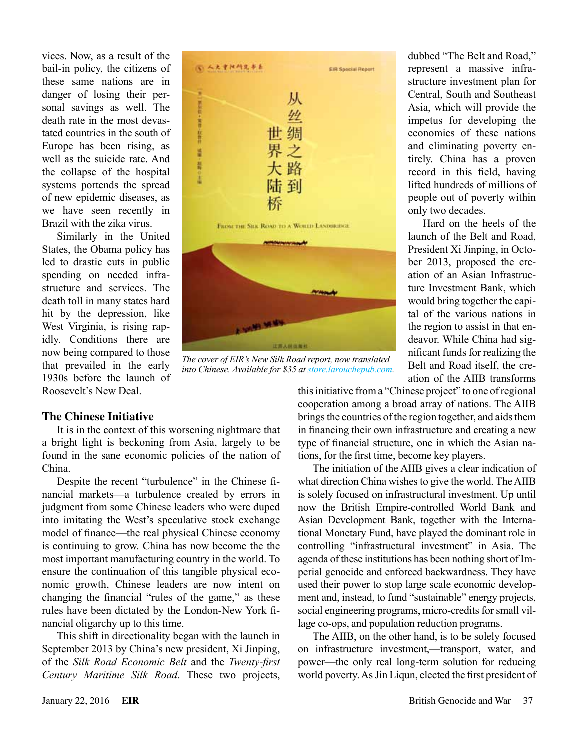vices. Now, as a result of the bail-in policy, the citizens of these same nations are in danger of losing their personal savings as well. The death rate in the most devastated countries in the south of Europe has been rising, as well as the suicide rate. And the collapse of the hospital systems portends the spread of new epidemic diseases, as we have seen recently in Brazil with the zika virus.

Similarly in the United States, the Obama policy has led to drastic cuts in public spending on needed infrastructure and services. The death toll in many states hard hit by the depression, like West Virginia, is rising rapidly. Conditions there are now being compared to those that prevailed in the early 1930s before the launch of Roosevelt's New Deal.

*The cover of EIR's New Silk Road report, now translated into Chinese. Available for $35 at store.larouchepub.com.*

## The Chinese Initiative

It is in the context of this worsening nightmare that a bright light is beckoning from Asia, largely to be found in the sane economic policies of the nation of China.

Despite the recent "turbulence" in the Chinese financial markets—a turbulence created by errors in judgment from some Chinese leaders who were duped into imitating the West's speculative stock exchange model of finance—the real physical Chinese economy is continuing to grow. China has now become the the most important manufacturing country in the world. To ensure the continuation of this tangible physical economic growth, Chinese leaders are now intent on changing the financial "rules of the game," as these rules have been dictated by the London-New York financial oligarchy up to this time.

This shift in directionality began with the launch in September 2013 by China's new president, Xi Jinping, of the *Silk Road Economic Belt* and the *Twenty-first Century Maritime Silk Road*. These two projects, dubbed "The Belt and Road," represent a massive infrastructure investment plan for Central, South and Southeast Asia, which will provide the impetus for developing the economies of these nations and eliminating poverty entirely. China has a proven record in this field, having lifted hundreds of millions of people out of poverty within only two decades.

Hard on the heels of the launch of the Belt and Road, President Xi Jinping, in October 2013, proposed the creation of an Asian Infrastructure Investment Bank, which would bring together the capital of the various nations in the region to assist in that endeavor. While China had significant funds for realizing the Belt and Road itself, the creation of the AIIB transforms this initiative from a "Chinese project" to one of regional cooperation among a broad array of nations. The AIIB brings the countries of the region together, and aids them in financing their own infrastructure and creating a new type of financial structure, one in which the Asian nations, for the first time, become key players.

The initiation of the AIIB gives a clear indication of what direction China wishes to give the world. The AIIB is solely focused on infrastructural investment. Up until now the British Empire-controlled World Bank and Asian Development Bank, together with the International Monetary Fund, have played the dominant role in controlling "infrastructural investment" in Asia. The agenda of these institutions has been nothing short of Imperial genocide and enforced backwardness. They have used their power to stop large scale economic development and, instead, to fund "sustainable" energy projects, social engineering programs, micro-credits for small village co-ops, and population reduction programs.

The AIIB, on the other hand, is to be solely focused on infrastructure investment,—transport, water, and power—the only real long-term solution for reducing world poverty. As Jin Liqun, elected the first president of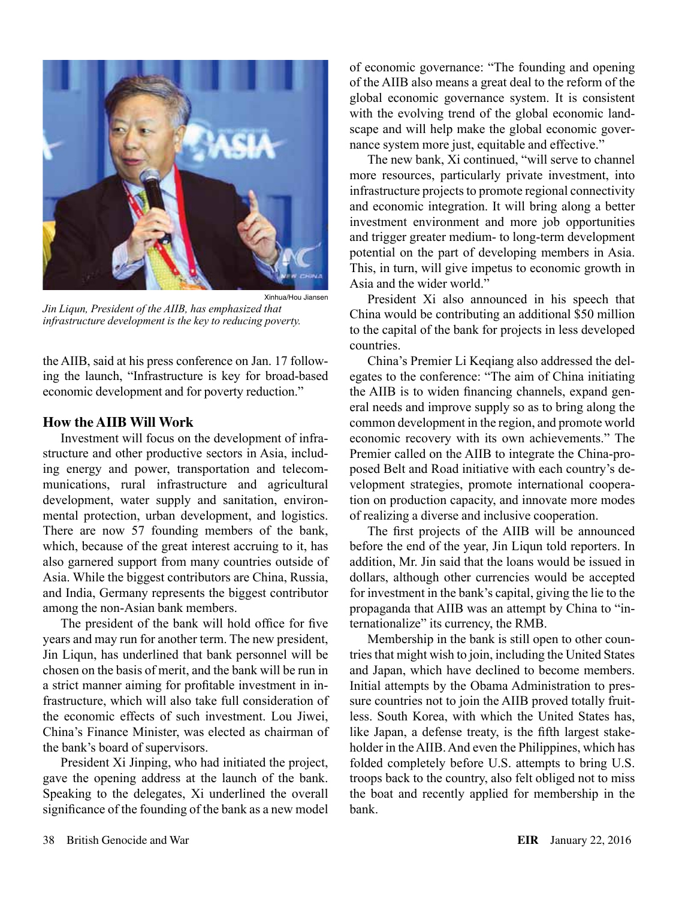Xinhua/Hou Jiansen

*Jin Liqun, President of the AIIB, has emphasized that infrastructure development is the key to reducing poverty.*

the AIIB, said at his press conference on Jan. 17 following the launch, "Infrastructure is key for broad-based economic development and for poverty reduction."

### How the AIIB Will Work

Investment will focus on the development of infrastructure and other productive sectors in Asia, including energy and power, transportation and telecommunications, rural infrastructure and agricultural development, water supply and sanitation, environmental protection, urban development, and logistics. There are now 57 founding members of the bank, which, because of the great interest accruing to it, has also garnered support from many countries outside of Asia. While the biggest contributors are China, Russia, and India, Germany represents the biggest contributor among the non-Asian bank members.

The president of the bank will hold office for five years and may run for another term. The new president, Jin Liqun, has underlined that bank personnel will be chosen on the basis of merit, and the bank will be run in a strict manner aiming for profitable investment in infrastructure, which will also take full consideration of the economic effects of such investment. Lou Jiwei, China's Finance Minister, was elected as chairman of the bank's board of supervisors.

President Xi Jinping, who had initiated the project, gave the opening address at the launch of the bank. Speaking to the delegates, Xi underlined the overall significance of the founding of the bank as a new model of economic governance: "The founding and opening of the AIIB also means a great deal to the reform of the global economic governance system. It is consistent with the evolving trend of the global economic landscape and will help make the global economic governance system more just, equitable and effective."

The new bank, Xi continued, "will serve to channel more resources, particularly private investment, into infrastructure projects to promote regional connectivity and economic integration. It will bring along a better investment environment and more job opportunities and trigger greater medium- to long-term development potential on the part of developing members in Asia. This, in turn, will give impetus to economic growth in Asia and the wider world."

President Xi also announced in his speech that China would be contributing an additional $50 million to the capital of the bank for projects in less developed countries.

China's Premier Li Keqiang also addressed the delegates to the conference: "The aim of China initiating the AIIB is to widen financing channels, expand general needs and improve supply so as to bring along the common development in the region, and promote world economic recovery with its own achievements." The Premier called on the AIIB to integrate the China-proposed Belt and Road initiative with each country's development strategies, promote international cooperation on production capacity, and innovate more modes of realizing a diverse and inclusive cooperation.

The first projects of the AIIB will be announced before the end of the year, Jin Liqun told reporters. In addition, Mr. Jin said that the loans would be issued in dollars, although other currencies would be accepted for investment in the bank's capital, giving the lie to the propaganda that AIIB was an attempt by China to "internationalize" its currency, the RMB.

Membership in the bank is still open to other countries that might wish to join, including the United States and Japan, which have declined to become members. Initial attempts by the Obama Administration to pressure countries not to join the AIIB proved totally fruitless. South Korea, with which the United States has, like Japan, a defense treaty, is the fifth largest stakeholder in the AIIB. And even the Philippines, which has folded completely before U.S. attempts to bring U.S. troops back to the country, also felt obliged not to miss the boat and recently applied for membership in the bank.